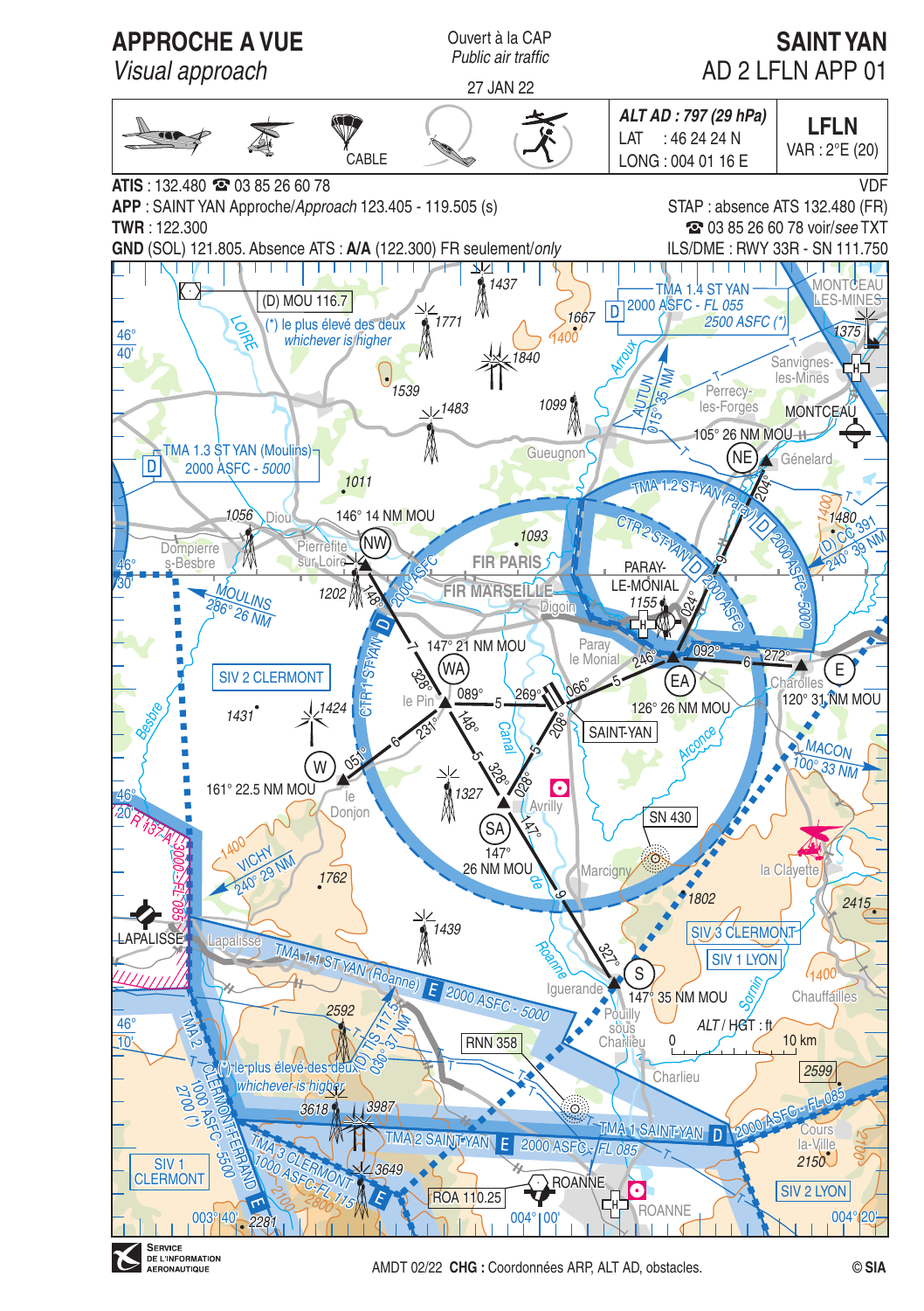# APPROCHE A VUE
*Visual approach*

Ouvert à la CAP
*Public air traffic*

27 JAN 22

# SAINT YAN
AD 2 LFLN APP 01

CABLE

| ***ALT AD : 797 (29 hPa)*** | **LFLN** |
|---|---|
| LAT : 46 24 24 N | VAR : 2°E (20) |
| LONG : 004 01 16 E | |

**ATIS** : 132.480 ☎ 03 85 26 60 78

**APP** : SAINT YAN Approche/*Approach* 123.405 - 119.505 (s)

**TWR** : 122.300

**GND** (SOL) 121.805. Absence ATS : **A/A** (122.300) FR seulement/*only*

VDF

STAP : absence ATS 132.480 (FR)

☎ 03 85 26 60 78 voir/*see* TXT

ILS/DME : RWY 33R - SN 111.750

(D) MOU 116.7

(*) le plus élevé des deux
*whichever is higher*

TMA 1.4 ST YAN
D 2000 ASFC - FL 055
2500 ASFC (*)

TMA 1.3 ST YAN (Moulins)
D 2000 ASFC - 5000

TMA 1.2 ST YAN (Paray)
CTR 2 ST-YAN D 2000 ASFC
D 2000 ASFC - 5000

CTR 1 ST-YAN D

FIR PARIS
FIR MARSEILLE

146° 14 NM MOU (NW)
147° 21 NM MOU (WA)
161° 22.5 NM MOU (W)
147° 26 NM MOU (SA)
147° 35 NM MOU (S)
126° 26 NM MOU (EA)
120° 31 NM MOU (E)
105° 26 NM MOU (NE)

MOULINS 286° 26 NM
VICHY 240° 29 NM
MACON 100° 33 NM
AUTUN 015° 35 NM
(D) CC 391 240° 39 NM

SIV 2 CLERMONT
SIV 3 CLERMONT
SIV 1 LYON
SIV 1 CLERMONT
SIV 2 LYON

SN 430
RNN 358
ROA 110.25

R 137 A 3000-FL085

TMA 1.1 ST YAN (Roanne) E 2000 ASFC - 5000
TMA 2 SAINT-YAN E 2000 ASFC - FL 085
TMA 1 SAINT-YAN D 2000 ASFC - FL085
TMA 2 CLERMONT-FERRAND 1000 ASFC - 5500 2700 (*)
TMA 3 CLERMONT 1000 ASFC-FL 115 E 2800

(*) le plus élevé des deux
*whichever is higher*

TIS 117.5 030° 37 NM

SAINT-YAN

ALT / HGT : ft

0 — 10 km

AMDT 02/22 **CHG :** Coordonnées ARP, ALT AD, obstacles.

© SIA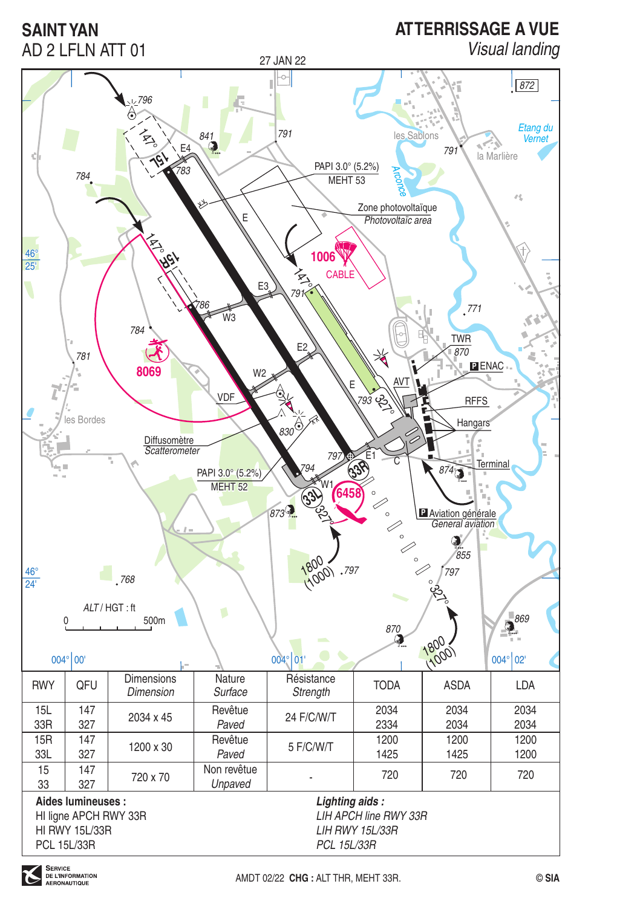# SAINT YAN

AD 2 LFLN ATT 01

# ATTERRISSAGE A VUE

*Visual landing*

27 JAN 22

| RWY | QFU | Dimensions *Dimension* | Nature *Surface* | Résistance *Strength* | TODA | ASDA | LDA |
|---|---|---|---|---|---|---|---|
| 15L<br>33R | 147<br>327 | 2034 x 45 | Revêtue<br>*Paved* | 24 F/C/W/T | 2034<br>2334 | 2034<br>2034 | 2034<br>2034 |
| 15R<br>33L | 147<br>327 | 1200 x 30 | Revêtue<br>*Paved* | 5 F/C/W/T | 1200<br>1425 | 1200<br>1425 | 1200<br>1200 |
| 15<br>33 | 147<br>327 | 720 x 70 | Non revêtue<br>*Unpaved* | - | 720 | 720 | 720 |

**Aides lumineuses :**

HI ligne APCH RWY 33R

HI RWY 15L/33R

PCL 15L/33R

***Lighting aids :***

*LIH APCH line RWY 33R*

*LIH RWY 15L/33R*

*PCL 15L/33R*

AMDT 02/22 **CHG :** ALT THR, MEHT 33R.

© SIA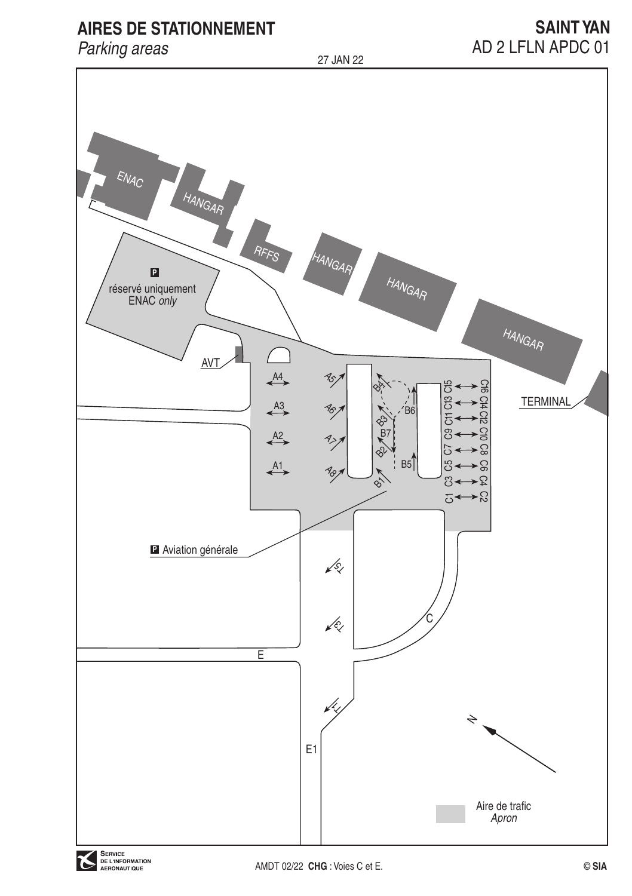# AIRES DE STATIONNEMENT

*Parking areas*

**SAINT YAN**

AD 2 LFLN APDC 01

27 JAN 22

ENAC

HANGAR

RFFS

HANGAR

HANGAR

HANGAR

TERMINAL

P réservé uniquement ENAC *only*

AVT

A4 A3 A2 A1

A5 A6 A7 A8

B1 B2 B3 B4 B5 B6 B7

C1 C3 C5 C7 C9 C11 C13 C15

C2 C4 C6 C8 C10 C12 C14 C16

P Aviation générale

T5

T3

T1

C

E

E1

N

Aire de trafic *Apron*

AMDT 02/22 **CHG** : Voies C et E.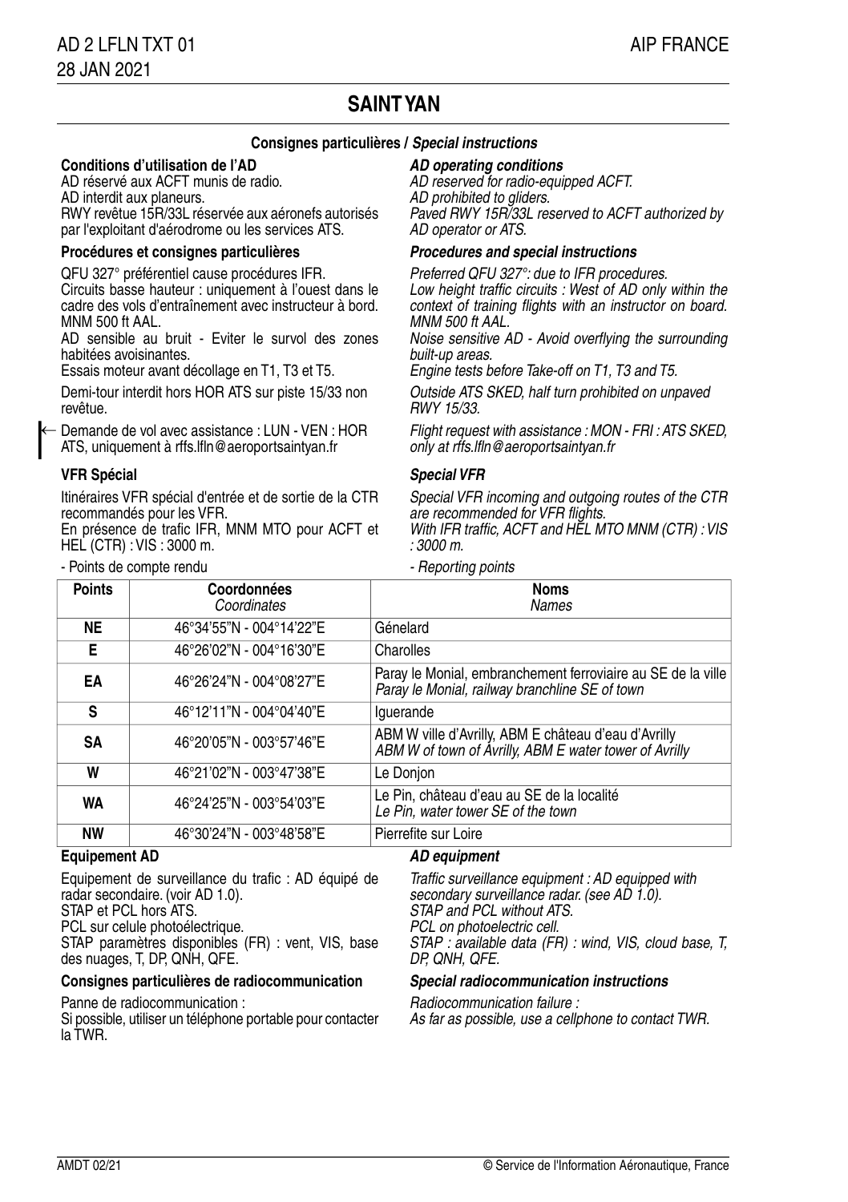# SAINT YAN

## Consignes particulières / *Special instructions*

### Conditions d'utilisation de l'AD

AD réservé aux ACFT munis de radio.
AD interdit aux planeurs.
RWY revêtue 15R/33L réservée aux aéronefs autorisés par l'exploitant d'aérodrome ou les services ATS.

### *AD operating conditions*

*AD reserved for radio-equipped ACFT.*
*AD prohibited to gliders.*
*Paved RWY 15R/33L reserved to ACFT authorized by AD operator or ATS.*

### Procédures et consignes particulières

QFU 327° préférentiel cause procédures IFR.
Circuits basse hauteur : uniquement à l'ouest dans le cadre des vols d'entraînement avec instructeur à bord. MNM 500 ft AAL.
AD sensible au bruit - Eviter le survol des zones habitées avoisinantes.
Essais moteur avant décollage en T1, T3 et T5.

Demi-tour interdit hors HOR ATS sur piste 15/33 non revêtue.

Demande de vol avec assistance : LUN - VEN : HOR ATS, uniquement à rffs.lfln@aeroportsaintyan.fr

### *Procedures and special instructions*

*Preferred QFU 327°: due to IFR procedures.*
*Low height traffic circuits : West of AD only within the context of training flights with an instructor on board. MNM 500 ft AAL.*
*Noise sensitive AD - Avoid overflying the surrounding built-up areas.*
*Engine tests before Take-off on T1, T3 and T5.*

*Outside ATS SKED, half turn prohibited on unpaved RWY 15/33.*

*Flight request with assistance : MON - FRI : ATS SKED, only at rffs.lfln@aeroportsaintyan.fr*

### VFR Spécial

Itinéraires VFR spécial d'entrée et de sortie de la CTR recommandés pour les VFR.
En présence de trafic IFR, MNM MTO pour ACFT et HEL (CTR) : VIS : 3000 m.

- Points de compte rendu

### *Special VFR*

*Special VFR incoming and outgoing routes of the CTR are recommended for VFR flights.*
*With IFR traffic, ACFT and HEL MTO MNM (CTR) : VIS : 3000 m.*

- *Reporting points*

| Points | Coordonnées *Coordinates* | Noms *Names* |
|---|---|---|
| **NE** | 46°34'55"N - 004°14'22"E | Génelard |
| **E** | 46°26'02"N - 004°16'30"E | Charolles |
| **EA** | 46°26'24"N - 004°08'27"E | Paray le Monial, embranchement ferroviaire au SE de la ville *Paray le Monial, railway branchline SE of town* |
| **S** | 46°12'11"N - 004°04'40"E | Iguerande |
| **SA** | 46°20'05"N - 003°57'46"E | ABM W ville d'Avrilly, ABM E château d'eau d'Avrilly *ABM W of town of Avrilly, ABM E water tower of Avrilly* |
| **W** | 46°21'02"N - 003°47'38"E | Le Donjon |
| **WA** | 46°24'25"N - 003°54'03"E | Le Pin, château d'eau au SE de la localité *Le Pin, water tower SE of the town* |
| **NW** | 46°30'24"N - 003°48'58"E | Pierrefite sur Loire |

### Equipement AD

Equipement de surveillance du trafic : AD équipé de radar secondaire. (voir AD 1.0).
STAP et PCL hors ATS.
PCL sur celule photoélectrique.
STAP paramètres disponibles (FR) : vent, VIS, base des nuages, T, DP, QNH, QFE.

### *AD equipment*

*Traffic surveillance equipment : AD equipped with secondary surveillance radar. (see AD 1.0).*
*STAP and PCL without ATS.*
*PCL on photoelectric cell.*
*STAP : available data (FR) : wind, VIS, cloud base, T, DP, QNH, QFE.*

### Consignes particulières de radiocommunication

Panne de radiocommunication :
Si possible, utiliser un téléphone portable pour contacter la TWR.

### *Special radiocommunication instructions*

*Radiocommunication failure :*
*As far as possible, use a cellphone to contact TWR.*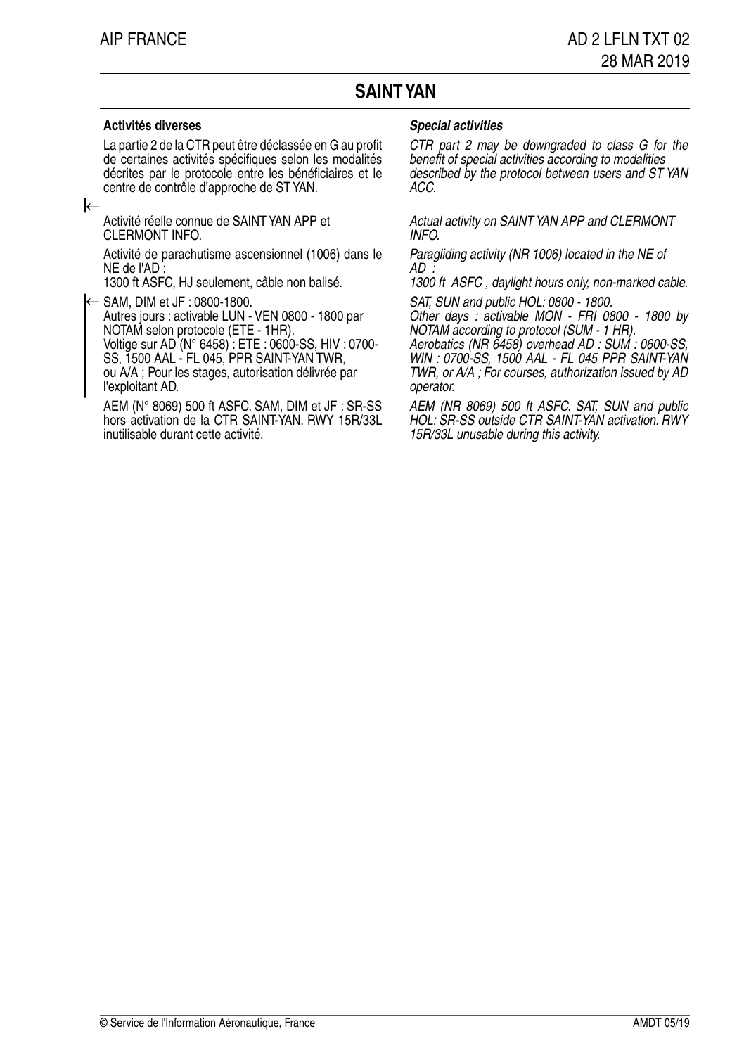## SAINT YAN

**Activités diverses**

La partie 2 de la CTR peut être déclassée en G au profit de certaines activités spécifiques selon les modalités décrites par le protocole entre les bénéficiaires et le centre de contrôle d'approche de ST YAN.

Activité réelle connue de SAINT YAN APP et CLERMONT INFO.

Activité de parachutisme ascensionnel (1006) dans le NE de l'AD :
1300 ft ASFC, HJ seulement, câble non balisé.

SAM, DIM et JF : 0800-1800.
Autres jours : activable LUN - VEN 0800 - 1800 par NOTAM selon protocole (ETE - 1HR).
Voltige sur AD (N° 6458) : ETE : 0600-SS, HIV : 0700-SS, 1500 AAL - FL 045, PPR SAINT-YAN TWR, ou A/A ; Pour les stages, autorisation délivrée par l'exploitant AD.

AEM (N° 8069) 500 ft ASFC. SAM, DIM et JF : SR-SS hors activation de la CTR SAINT-YAN. RWY 15R/33L inutilisable durant cette activité.

***Special activities***

*CTR part 2 may be downgraded to class G for the benefit of special activities according to modalities described by the protocol between users and ST YAN ACC.*

*Actual activity on SAINT YAN APP and CLERMONT INFO.*

*Paragliding activity (NR 1006) located in the NE of AD :*
*1300 ft ASFC , daylight hours only, non-marked cable.*

*SAT, SUN and public HOL: 0800 - 1800.*
*Other days : activable MON - FRI 0800 - 1800 by NOTAM according to protocol (SUM - 1 HR).*
*Aerobatics (NR 6458) overhead AD : SUM : 0600-SS, WIN : 0700-SS, 1500 AAL - FL 045 PPR SAINT-YAN TWR, or A/A ; For courses, authorization issued by AD operator.*

*AEM (NR 8069) 500 ft ASFC. SAT, SUN and public HOL: SR-SS outside CTR SAINT-YAN activation. RWY 15R/33L unusable during this activity.*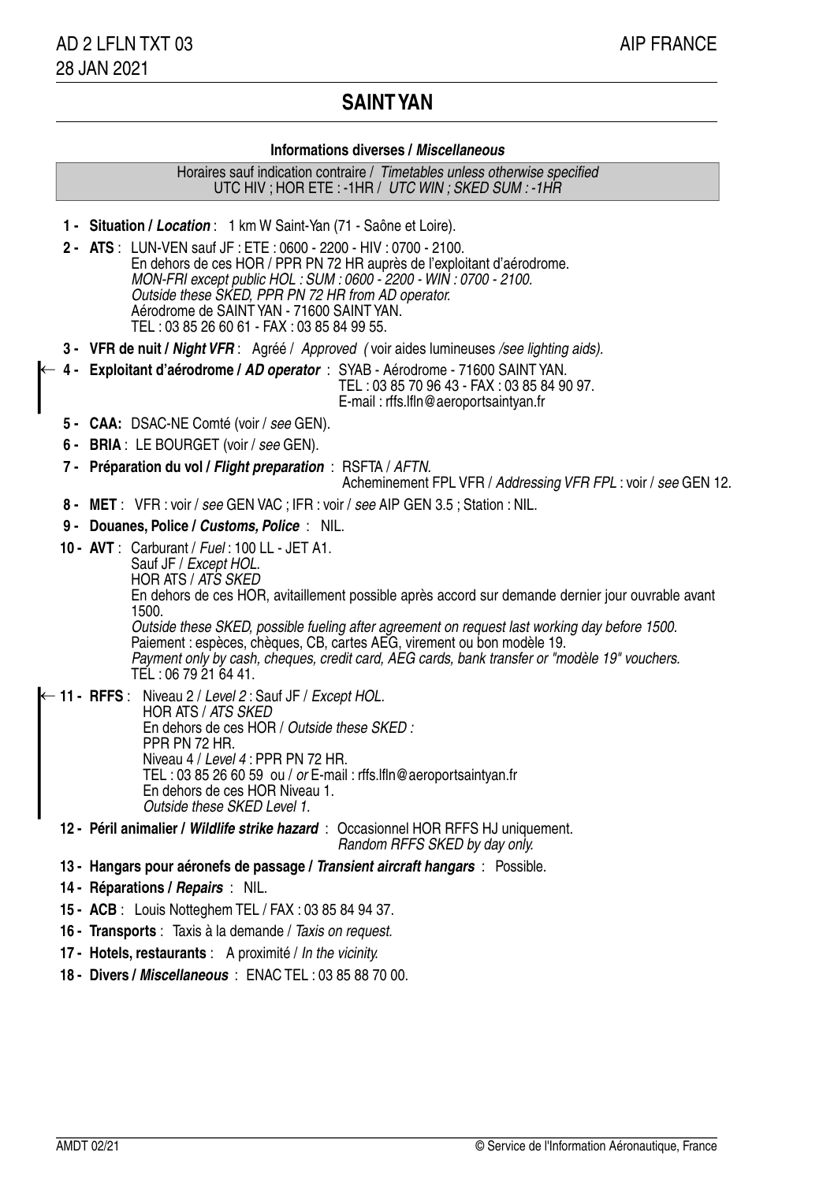# SAINT YAN

## Informations diverses / *Miscellaneous*

Horaires sauf indication contraire / *Timetables unless otherwise specified*
UTC HIV ; HOR ETE : -1HR / *UTC WIN ; SKED SUM : -1HR*

**1 - Situation / *Location*** : 1 km W Saint-Yan (71 - Saône et Loire).

**2 - ATS** : LUN-VEN sauf JF : ETE : 0600 - 2200 - HIV : 0700 - 2100.
En dehors de ces HOR / PPR PN 72 HR auprès de l'exploitant d'aérodrome.
*MON-FRI except public HOL : SUM : 0600 - 2200 - WIN : 0700 - 2100.*
*Outside these SKED, PPR PN 72 HR from AD operator.*
Aérodrome de SAINT YAN - 71600 SAINT YAN.
TEL : 03 85 26 60 61 - FAX : 03 85 84 99 55.

**3 - VFR de nuit / *Night VFR*** : Agréé / *Approved* ( voir aides lumineuses */see lighting aids).*

**4 - Exploitant d'aérodrome / *AD operator*** : SYAB - Aérodrome - 71600 SAINT YAN.
TEL : 03 85 70 96 43 - FAX : 03 85 84 90 97.
E-mail : rffs.lfln@aeroportsaintyan.fr

**5 - CAA:** DSAC-NE Comté (voir / *see* GEN).

**6 - BRIA** : LE BOURGET (voir / *see* GEN).

**7 - Préparation du vol / *Flight preparation*** : RSFTA / *AFTN*.
Acheminement FPL VFR / *Addressing VFR FPL* : voir / *see* GEN 12.

**8 - MET** : VFR : voir / *see* GEN VAC ; IFR : voir / *see* AIP GEN 3.5 ; Station : NIL.

**9 - Douanes, Police / *Customs, Police*** : NIL.

**10 - AVT** : Carburant / *Fuel* : 100 LL - JET A1.
Sauf JF / *Except HOL.*
HOR ATS / *ATS SKED*
En dehors de ces HOR, avitaillement possible après accord sur demande dernier jour ouvrable avant 1500.
*Outside these SKED, possible fueling after agreement on request last working day before 1500.*
Paiement : espèces, chèques, CB, cartes AEG, virement ou bon modèle 19.
*Payment only by cash, cheques, credit card, AEG cards, bank transfer or "modèle 19" vouchers.*
TEL : 06 79 21 64 41.

**11 - RFFS** : Niveau 2 / *Level 2* : Sauf JF / *Except HOL.*
HOR ATS / *ATS SKED*
En dehors de ces HOR / *Outside these SKED :*
PPR PN 72 HR.
Niveau 4 / *Level 4* : PPR PN 72 HR.
TEL : 03 85 26 60 59 ou / *or* E-mail : rffs.lfln@aeroportsaintyan.fr
En dehors de ces HOR Niveau 1.
*Outside these SKED Level 1.*

**12 - Péril animalier / *Wildlife strike hazard*** : Occasionnel HOR RFFS HJ uniquement.
*Random RFFS SKED by day only.*

**13 - Hangars pour aéronefs de passage / *Transient aircraft hangars*** : Possible.

**14 - Réparations / *Repairs*** : NIL.

**15 - ACB** : Louis Notteghem TEL / FAX : 03 85 84 94 37.

**16 - Transports** : Taxis à la demande / *Taxis on request.*

**17 - Hotels, restaurants** : A proximité / *In the vicinity.*

**18 - Divers / *Miscellaneous*** : ENAC TEL : 03 85 88 70 00.